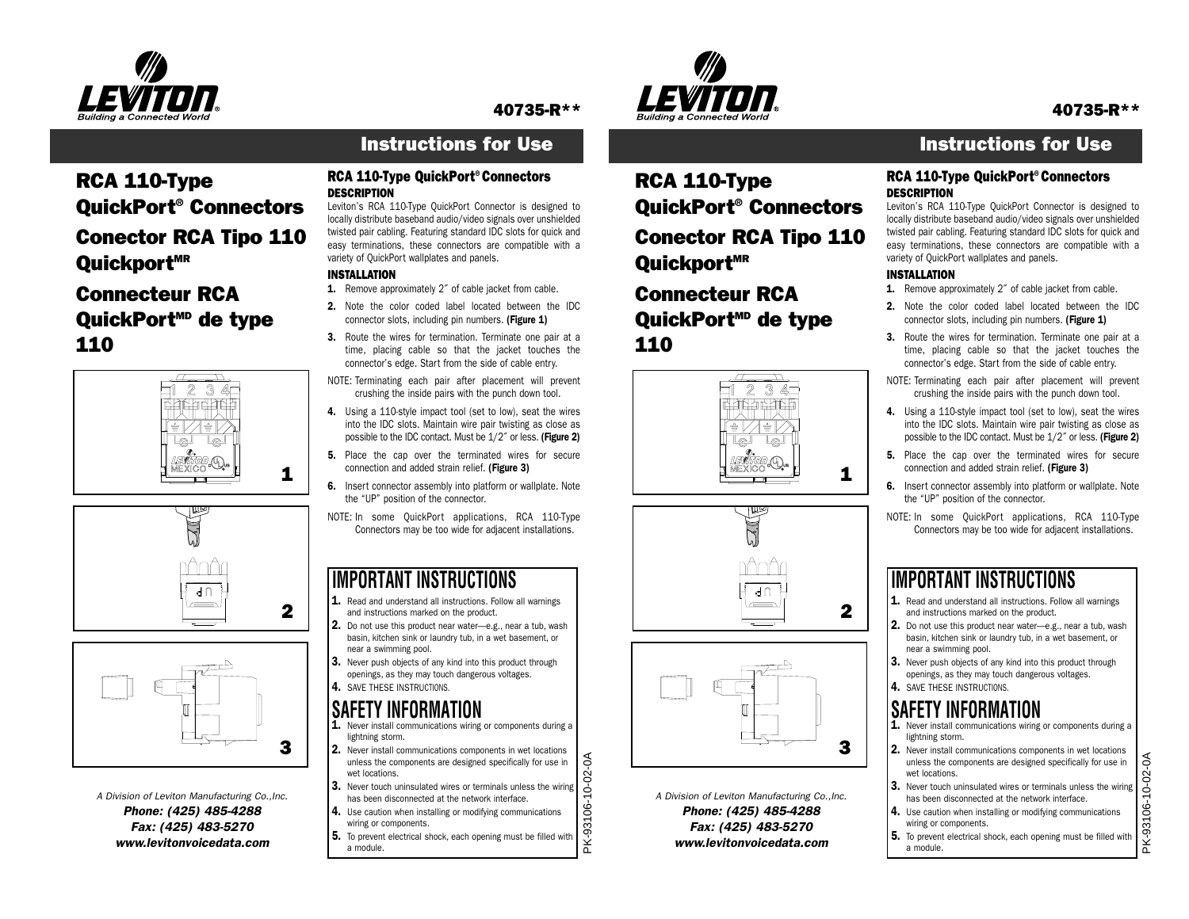# RCA 110-Type QuickPort® Connectors

# Conector RCA Tipo 110 Quickport[MR]

# Connecteur RCA QuickPort[MD] de type 110

40735-R**

## Instructions for Use

1

2

3

*A Division of Leviton Manufacturing Co.,Inc.*

***Phone: (425) 485-4288***

***Fax: (425) 483-5270***

***www.levitonvoicedata.com***

### RCA 110-Type QuickPort® Connectors

**DESCRIPTION**

Leviton's RCA 110-Type QuickPort Connector is designed to locally distribute baseband audio/video signals over unshielded twisted pair cabling. Featuring standard IDC slots for quick and easy terminations, these connectors are compatible with a variety of QuickPort wallplates and panels.

**INSTALLATION**

1. Remove approximately 2″ of cable jacket from cable.
2. Note the color coded label located between the IDC connector slots, including pin numbers. **(Figure 1)**
3. Route the wires for termination. Terminate one pair at a time, placing cable so that the jacket touches the connector's edge. Start from the side of cable entry.

NOTE: Terminating each pair after placement will prevent crushing the inside pairs with the punch down tool.

4. Using a 110-style impact tool (set to low), seat the wires into the IDC slots. Maintain wire pair twisting as close as possible to the IDC contact. Must be 1/2″ or less. **(Figure 2)**
5. Place the cap over the terminated wires for secure connection and added strain relief. **(Figure 3)**
6. Insert connector assembly into platform or wallplate. Note the "UP" position of the connector.

NOTE: In some QuickPort applications, RCA 110-Type Connectors may be too wide for adjacent installations.

## IMPORTANT INSTRUCTIONS

1. Read and understand all instructions. Follow all warnings and instructions marked on the product.
2. Do not use this product near water—e.g., near a tub, wash basin, kitchen sink or laundry tub, in a wet basement, or near a swimming pool.
3. Never push objects of any kind into this product through openings, as they may touch dangerous voltages.
4. SAVE THESE INSTRUCTIONS.

## SAFETY INFORMATION

1. Never install communications wiring or components during a lightning storm.
2. Never install communications components in wet locations unless the components are designed specifically for use in wet locations.
3. Never touch uninsulated wires or terminals unless the wiring has been disconnected at the network interface.
4. Use caution when installing or modifying communications wiring or components.
5. To prevent electrical shock, each opening must be filled with a module.

PK-93106-10-02-0A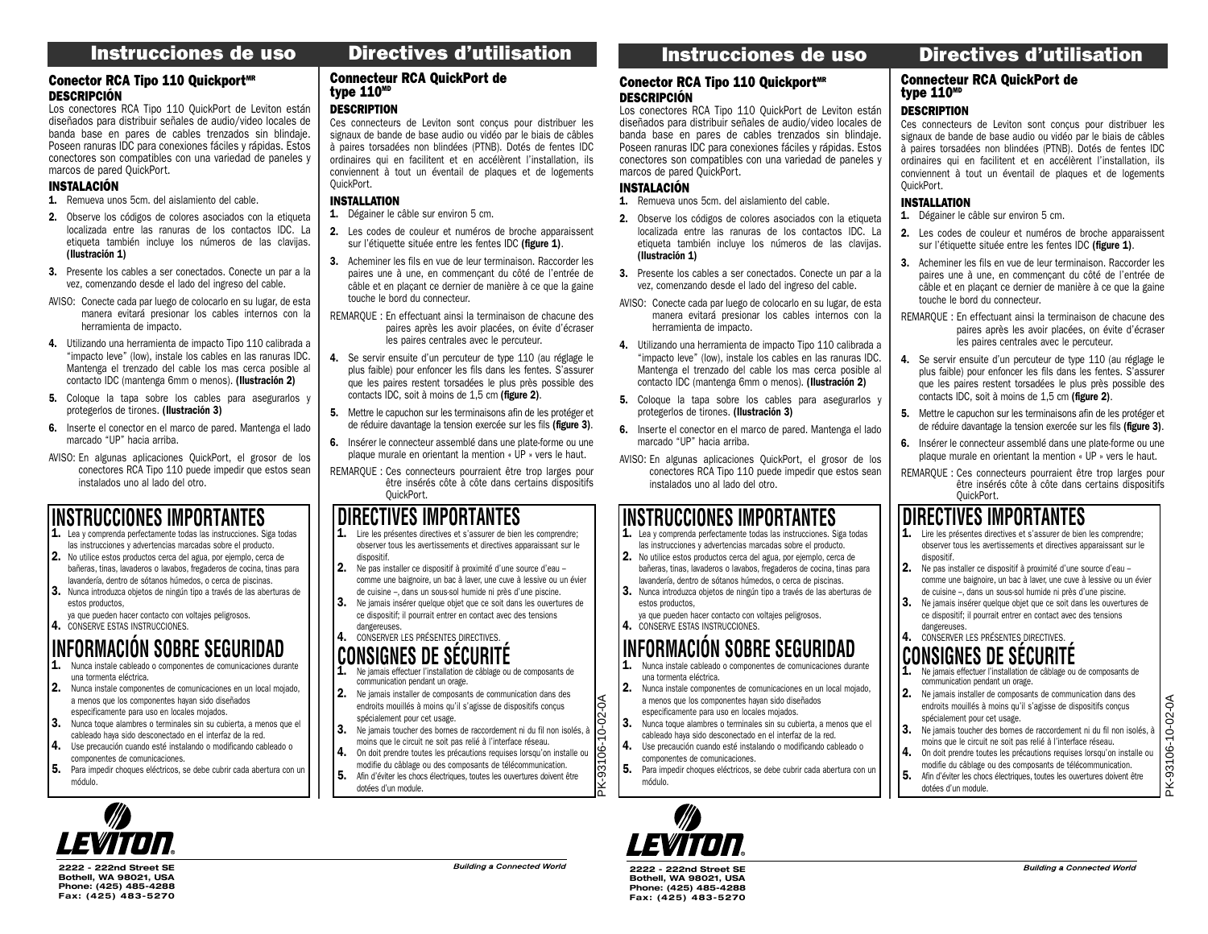## Instrucciones de uso

### Conector RCA Tipo 110 Quickport[MR]

#### DESCRIPCIÓN

Los conectores RCA Tipo 110 QuickPort de Leviton están diseñados para distribuir señales de audio/video locales de banda base en pares de cables trenzados sin blindaje. Poseen ranuras IDC para conexiones fáciles y rápidas. Estos conectores son compatibles con una variedad de paneles y marcos de pared QuickPort.

#### INSTALACIÓN

1. Remueva unos 5cm. del aislamiento del cable.
2. Observe los códigos de colores asociados con la etiqueta localizada entre las ranuras de los contactos IDC. La etiqueta también incluye los números de las clavijas. **(Ilustración 1)**
3. Presente los cables a ser conectados. Conecte un par a la vez, comenzando desde el lado del ingreso del cable.

AVISO: Conecte cada par luego de colocarlo en su lugar, de esta manera evitará presionar los cables internos con la herramienta de impacto.

4. Utilizando una herramienta de impacto Tipo 110 calibrada a "impacto leve" (low), instale los cables en las ranuras IDC. Mantenga el trenzado del cable lo mas cerca posible al contacto IDC (mantenga 6mm o menos). **(Ilustración 2)**
5. Coloque la tapa sobre los cables para asegurarlos y protegerlos de tirones. **(Ilustración 3)**
6. Inserte el conector en el marco de pared. Mantenga el lado marcado "UP" hacia arriba.

AVISO: En algunas aplicaciones QuickPort, el grosor de los conectores RCA Tipo 110 puede impedir que estos sean instalados uno al lado del otro.

## INSTRUCCIONES IMPORTANTES

1. Lea y comprenda perfectamente todas las instrucciones. Siga todas las instrucciones y advertencias marcadas sobre el producto.
2. No utilice estos productos cerca del agua, por ejemplo, cerca de bañeras, tinas, lavaderos o lavabos, fregaderos de cocina, tinas para lavandería, dentro de sótanos húmedos, o cerca de piscinas.
3. Nunca introduzca objetos de ningún tipo a través de las aberturas de estos productos, ya que pueden hacer contacto con voltajes peligrosos.
4. CONSERVE ESTAS INSTRUCCIONES.

## INFORMACIÓN SOBRE SEGURIDAD

1. Nunca instale cableado o componentes de comunicaciones durante una tormenta eléctrica.
2. Nunca instale componentes de comunicaciones en un local mojado, a menos que los componentes hayan sido diseñados especificamente para uso en locales mojados.
3. Nunca toque alambres o terminales sin su cubierta, a menos que el cableado haya sido desconectado en el interfaz de la red.
4. Use precaución cuando esté instalando o modificando cableado o componentes de comunicaciones.
5. Para impedir choques eléctricos, se debe cubrir cada abertura con un módulo.

## Directives d'utilisation

### Connecteur RCA QuickPort de type 110[MD]

#### DESCRIPTION

Ces connecteurs de Leviton sont conçus pour distribuer les signaux de bande de base audio ou vidéo par le biais de câbles à paires torsadées non blindées (PTNB). Dotés de fentes IDC ordinaires qui en facilitent et en accélèrent l'installation, ils conviennent à tout un éventail de plaques et de logements QuickPort.

#### INSTALLATION

1. Dégainer le câble sur environ 5 cm.
2. Les codes de couleur et numéros de broche apparaissent sur l'étiquette située entre les fentes IDC **(figure 1)**.
3. Acheminer les fils en vue de leur terminaison. Raccorder les paires une à une, en commençant du côté de l'entrée de câble et en plaçant ce dernier de manière à ce que la gaine touche le bord du connecteur.

REMARQUE : En effectuant ainsi la terminaison de chacune des paires après les avoir placées, on évite d'écraser les paires centrales avec le percuteur.

4. Se servir ensuite d'un percuteur de type 110 (au réglage le plus faible) pour enfoncer les fils dans les fentes. S'assurer que les paires restent torsadées le plus près possible des contacts IDC, soit à moins de 1,5 cm **(figure 2)**.
5. Mettre le capuchon sur les terminaisons afin de les protéger et de réduire davantage la tension exercée sur les fils **(figure 3)**.
6. Insérer le connecteur assemblé dans une plate-forme ou une plaque murale en orientant la mention « UP » vers le haut.

REMARQUE : Ces connecteurs pourraient être trop larges pour être insérés côte à côte dans certains dispositifs QuickPort.

## DIRECTIVES IMPORTANTES

1. Lire les présentes directives et s'assurer de bien les comprendre; observer tous les avertissements et directives apparaissant sur le dispositif.
2. Ne pas installer ce dispositif à proximité d'une source d'eau – comme une baignoire, un bac à laver, une cuve à lessive ou un évier de cuisine –, dans un sous-sol humide ni près d'une piscine.
3. Ne jamais insérer quelque objet que ce soit dans les ouvertures de ce dispositif; il pourrait entrer en contact avec des tensions dangereuses.
4. CONSERVER LES PRÉSENTES DIRECTIVES.

## CONSIGNES DE SÉCURITÉ

1. Ne jamais effectuer l'installation de câblage ou de composants de communication pendant un orage.
2. Ne jamais installer de composants de communication dans des endroits mouillés à moins qu'il s'agisse de dispositifs conçus spécialement pour cet usage.
3. Ne jamais toucher des bornes de raccordement ni du fil non isolés, à moins que le circuit ne soit pas relié à l'interface réseau.
4. On doit prendre toutes les précautions requises lorsqu'on installe ou modifie du câblage ou des composants de télécommunication.
5. Afin d'éviter les chocs électriques, toutes les ouvertures doivent être dotées d'un module.

PK-93106-10-02-0A

LEVITON

2222 - 222nd Street SE
Bothell, WA 98021, USA
Phone: (425) 485-4288
Fax: (425) 483-5270

*Building a Connected World*

## Instrucciones de uso

### Conector RCA Tipo 110 Quickport[MR]

#### DESCRIPCIÓN

Los conectores RCA Tipo 110 QuickPort de Leviton están diseñados para distribuir señales de audio/video locales de banda base en pares de cables trenzados sin blindaje. Poseen ranuras IDC para conexiones fáciles y rápidas. Estos conectores son compatibles con una variedad de paneles y marcos de pared QuickPort.

#### INSTALACIÓN

1. Remueva unos 5cm. del aislamiento del cable.
2. Observe los códigos de colores asociados con la etiqueta localizada entre las ranuras de los contactos IDC. La etiqueta también incluye los números de las clavijas. **(Ilustración 1)**
3. Presente los cables a ser conectados. Conecte un par a la vez, comenzando desde el lado del ingreso del cable.

AVISO: Conecte cada par luego de colocarlo en su lugar, de esta manera evitará presionar los cables internos con la herramienta de impacto.

4. Utilizando una herramienta de impacto Tipo 110 calibrada a "impacto leve" (low), instale los cables en las ranuras IDC. Mantenga el trenzado del cable lo mas cerca posible al contacto IDC (mantenga 6mm o menos). **(Ilustración 2)**
5. Coloque la tapa sobre los cables para asegurarlos y protegerlos de tirones. **(Ilustración 3)**
6. Inserte el conector en el marco de pared. Mantenga el lado marcado "UP" hacia arriba.

AVISO: En algunas aplicaciones QuickPort, el grosor de los conectores RCA Tipo 110 puede impedir que estos sean instalados uno al lado del otro.

## INSTRUCCIONES IMPORTANTES

1. Lea y comprenda perfectamente todas las instrucciones. Siga todas las instrucciones y advertencias marcadas sobre el producto.
2. No utilice estos productos cerca del agua, por ejemplo, cerca de bañeras, tinas, lavaderos o lavabos, fregaderos de cocina, tinas para lavandería, dentro de sótanos húmedos, o cerca de piscinas.
3. Nunca introduzca objetos de ningún tipo a través de las aberturas de estos productos, ya que pueden hacer contacto con voltajes peligrosos.
4. CONSERVE ESTAS INSTRUCCIONES.

## INFORMACIÓN SOBRE SEGURIDAD

1. Nunca instale cableado o componentes de comunicaciones durante una tormenta eléctrica.
2. Nunca instale componentes de comunicaciones en un local mojado, a menos que los componentes hayan sido diseñados especificamente para uso en locales mojados.
3. Nunca toque alambres o terminales sin su cubierta, a menos que el cableado haya sido desconectado en el interfaz de la red.
4. Use precaución cuando esté instalando o modificando cableado o componentes de comunicaciones.
5. Para impedir choques eléctricos, se debe cubrir cada abertura con un módulo.

## Directives d'utilisation

### Connecteur RCA QuickPort de type 110[MD]

#### DESCRIPTION

Ces connecteurs de Leviton sont conçus pour distribuer les signaux de bande de base audio ou vidéo par le biais de câbles à paires torsadées non blindées (PTNB). Dotés de fentes IDC ordinaires qui en facilitent et en accélèrent l'installation, ils conviennent à tout un éventail de plaques et de logements QuickPort.

#### INSTALLATION

1. Dégainer le câble sur environ 5 cm.
2. Les codes de couleur et numéros de broche apparaissent sur l'étiquette située entre les fentes IDC **(figure 1)**.
3. Acheminer les fils en vue de leur terminaison. Raccorder les paires une à une, en commençant du côté de l'entrée de câble et en plaçant ce dernier de manière à ce que la gaine touche le bord du connecteur.

REMARQUE : En effectuant ainsi la terminaison de chacune des paires après les avoir placées, on évite d'écraser les paires centrales avec le percuteur.

4. Se servir ensuite d'un percuteur de type 110 (au réglage le plus faible) pour enfoncer les fils dans les fentes. S'assurer que les paires restent torsadées le plus près possible des contacts IDC, soit à moins de 1,5 cm **(figure 2)**.
5. Mettre le capuchon sur les terminaisons afin de les protéger et de réduire davantage la tension exercée sur les fils **(figure 3)**.
6. Insérer le connecteur assemblé dans une plate-forme ou une plaque murale en orientant la mention « UP » vers le haut.

REMARQUE : Ces connecteurs pourraient être trop larges pour être insérés côte à côte dans certains dispositifs QuickPort.

## DIRECTIVES IMPORTANTES

1. Lire les présentes directives et s'assurer de bien les comprendre; observer tous les avertissements et directives apparaissant sur le dispositif.
2. Ne pas installer ce dispositif à proximité d'une source d'eau – comme une baignoire, un bac à laver, une cuve à lessive ou un évier de cuisine –, dans un sous-sol humide ni près d'une piscine.
3. Ne jamais insérer quelque objet que ce soit dans les ouvertures de ce dispositif; il pourrait entrer en contact avec des tensions dangereuses.
4. CONSERVER LES PRÉSENTES DIRECTIVES.

## CONSIGNES DE SÉCURITÉ

1. Ne jamais effectuer l'installation de câblage ou de composants de communication pendant un orage.
2. Ne jamais installer de composants de communication dans des endroits mouillés à moins qu'il s'agisse de dispositifs conçus spécialement pour cet usage.
3. Ne jamais toucher des bornes de raccordement ni du fil non isolés, à moins que le circuit ne soit pas relié à l'interface réseau.
4. On doit prendre toutes les précautions requises lorsqu'on installe ou modifie du câblage ou des composants de télécommunication.
5. Afin d'éviter les chocs électriques, toutes les ouvertures doivent être dotées d'un module.

PK-93106-10-02-0A

LEVITON

2222 - 222nd Street SE
Bothell, WA 98021, USA
Phone: (425) 485-4288
Fax: (425) 483-5270

*Building a Connected World*